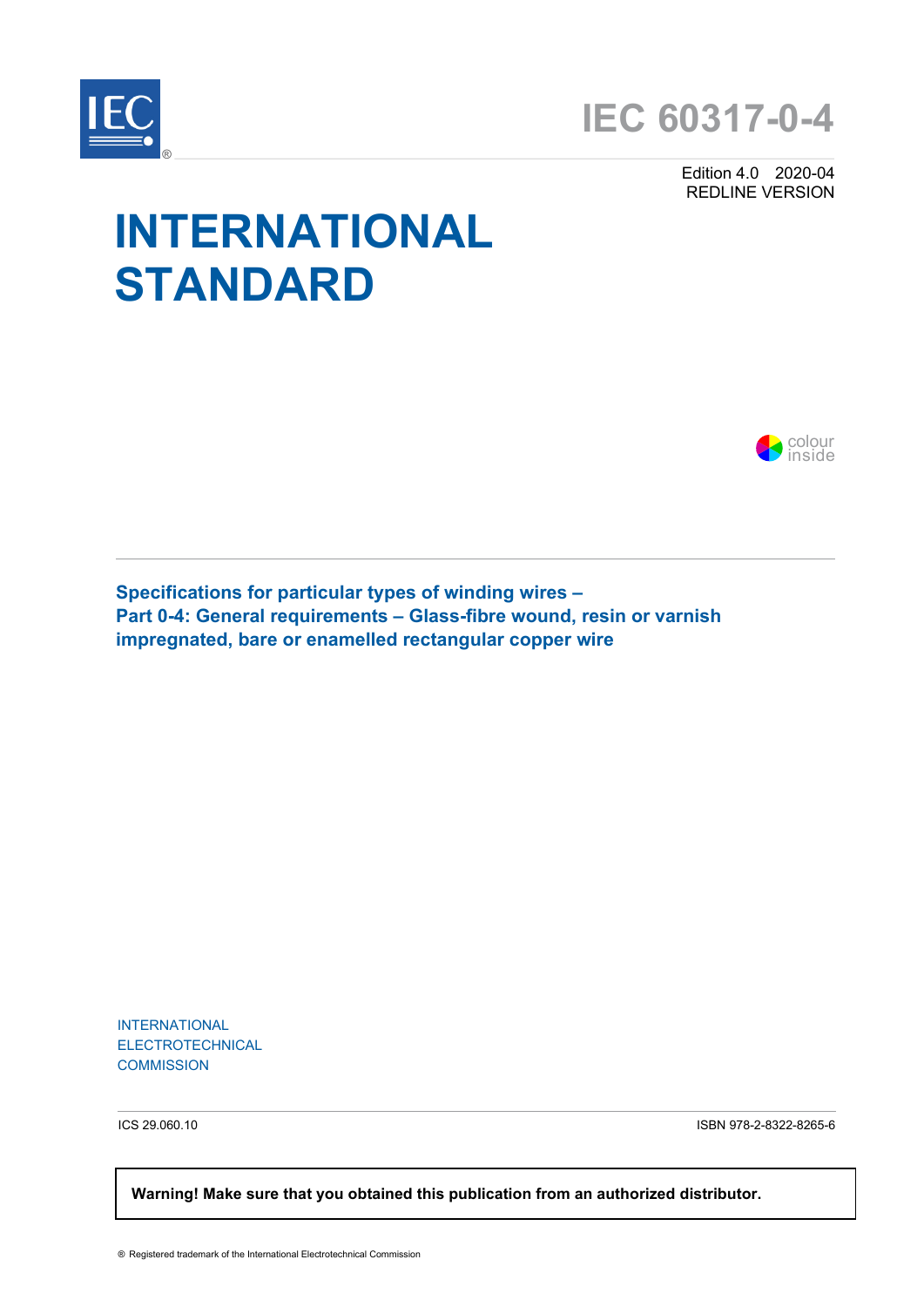# IEC 60317-0-4

Edition 4.0 2020-04
REDLINE VERSION

# INTERNATIONAL STANDARD

colour inside

## Specifications for particular types of winding wires –
## Part 0-4: General requirements – Glass-fibre wound, resin or varnish impregnated, bare or enamelled rectangular copper wire

INTERNATIONAL
ELECTROTECHNICAL
COMMISSION

ICS 29.060.10

ISBN 978-2-8322-8265-6

**Warning! Make sure that you obtained this publication from an authorized distributor.**

® Registered trademark of the International Electrotechnical Commission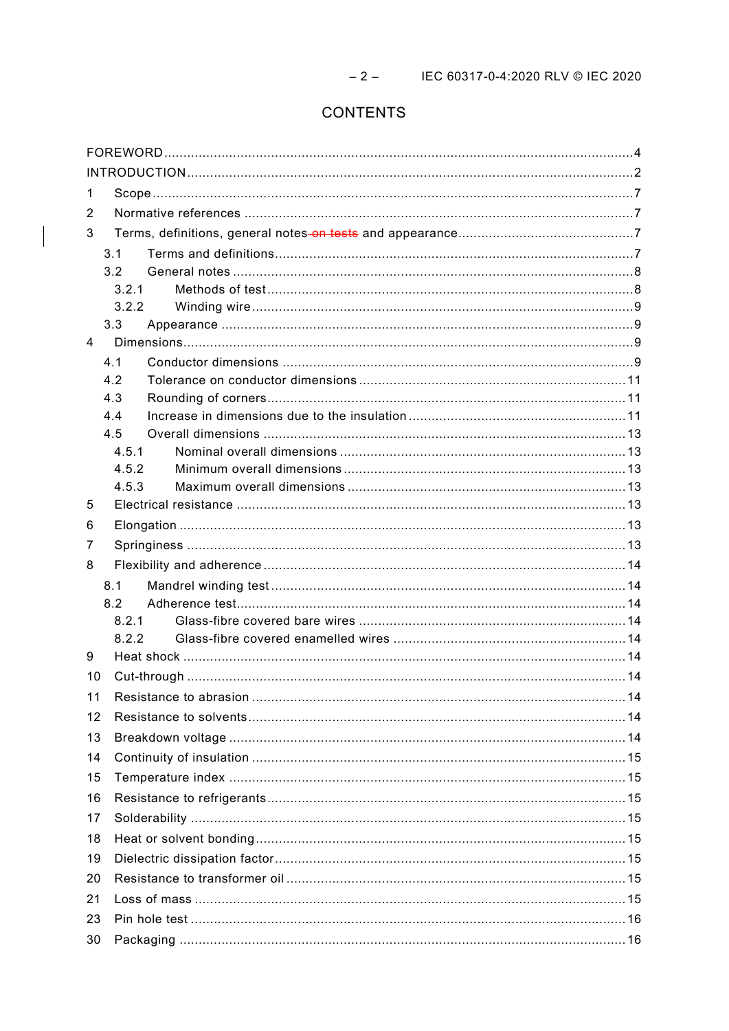# CONTENTS

FOREWORD ........................................................................................................................ 4
INTRODUCTION .................................................................................................................. 2
1 Scope ............................................................................................................................. 7
2 Normative references ..................................................................................................... 7
3 Terms, definitions, general notes ~~on tests~~ and appearance ............................................ 7
 3.1 Terms and definitions .............................................................................................. 7
 3.2 General notes ......................................................................................................... 8
  3.2.1 Methods of test ................................................................................................ 8
  3.2.2 Winding wire .................................................................................................... 9
 3.3 Appearance ............................................................................................................ 9
4 Dimensions ..................................................................................................................... 9
 4.1 Conductor dimensions ............................................................................................ 9
 4.2 Tolerance on conductor dimensions ....................................................................... 11
 4.3 Rounding of corners .............................................................................................. 11
 4.4 Increase in dimensions due to the insulation .......................................................... 11
 4.5 Overall dimensions ................................................................................................ 13
  4.5.1 Nominal overall dimensions ............................................................................ 13
  4.5.2 Minimum overall dimensions ........................................................................... 13
  4.5.3 Maximum overall dimensions .......................................................................... 13
5 Electrical resistance ...................................................................................................... 13
6 Elongation .................................................................................................................... 13
7 Springiness ................................................................................................................... 13
8 Flexibility and adherence ............................................................................................... 14
 8.1 Mandrel winding test ............................................................................................. 14
 8.2 Adherence test ...................................................................................................... 14
  8.2.1 Glass-fibre covered bare wires ....................................................................... 14
  8.2.2 Glass-fibre covered enamelled wires .............................................................. 14
9 Heat shock .................................................................................................................... 14
10 Cut-through ................................................................................................................. 14
11 Resistance to abrasion ................................................................................................ 14
12 Resistance to solvents ................................................................................................. 14
13 Breakdown voltage ...................................................................................................... 14
14 Continuity of insulation ................................................................................................ 15
15 Temperature index ....................................................................................................... 15
16 Resistance to refrigerants ............................................................................................ 15
17 Solderability ................................................................................................................ 15
18 Heat or solvent bonding ............................................................................................... 15
19 Dielectric dissipation factor .......................................................................................... 15
20 Resistance to transformer oil ........................................................................................ 15
21 Loss of mass ............................................................................................................... 15
23 Pin hole test ................................................................................................................ 16
30 Packaging ................................................................................................................... 16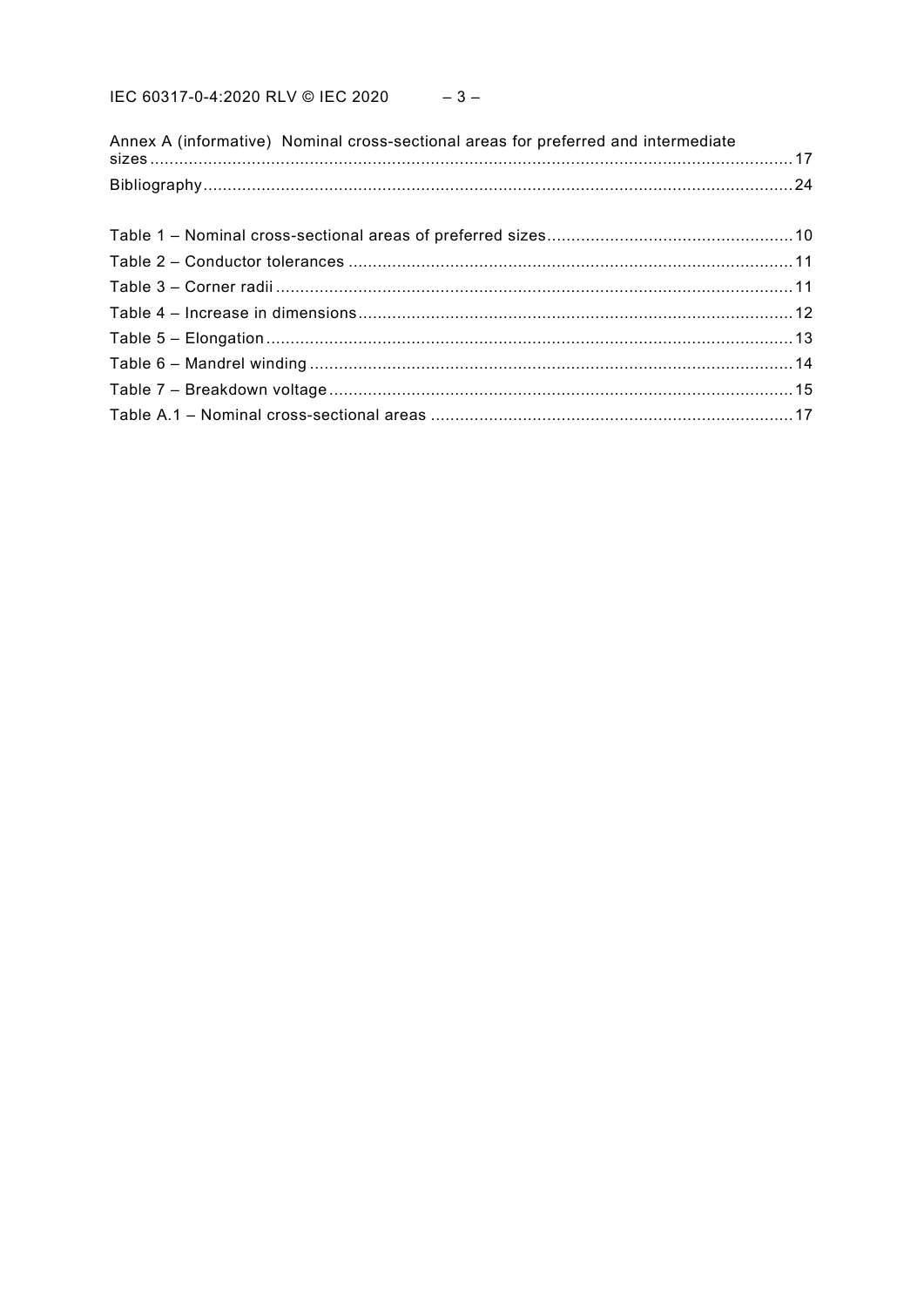Annex A (informative) Nominal cross-sectional areas for preferred and intermediate sizes ........ 17

Bibliography ........ 24

Table 1 – Nominal cross-sectional areas of preferred sizes ........ 10

Table 2 – Conductor tolerances ........ 11

Table 3 – Corner radii ........ 11

Table 4 – Increase in dimensions ........ 12

Table 5 – Elongation ........ 13

Table 6 – Mandrel winding ........ 14

Table 7 – Breakdown voltage ........ 15

Table A.1 – Nominal cross-sectional areas ........ 17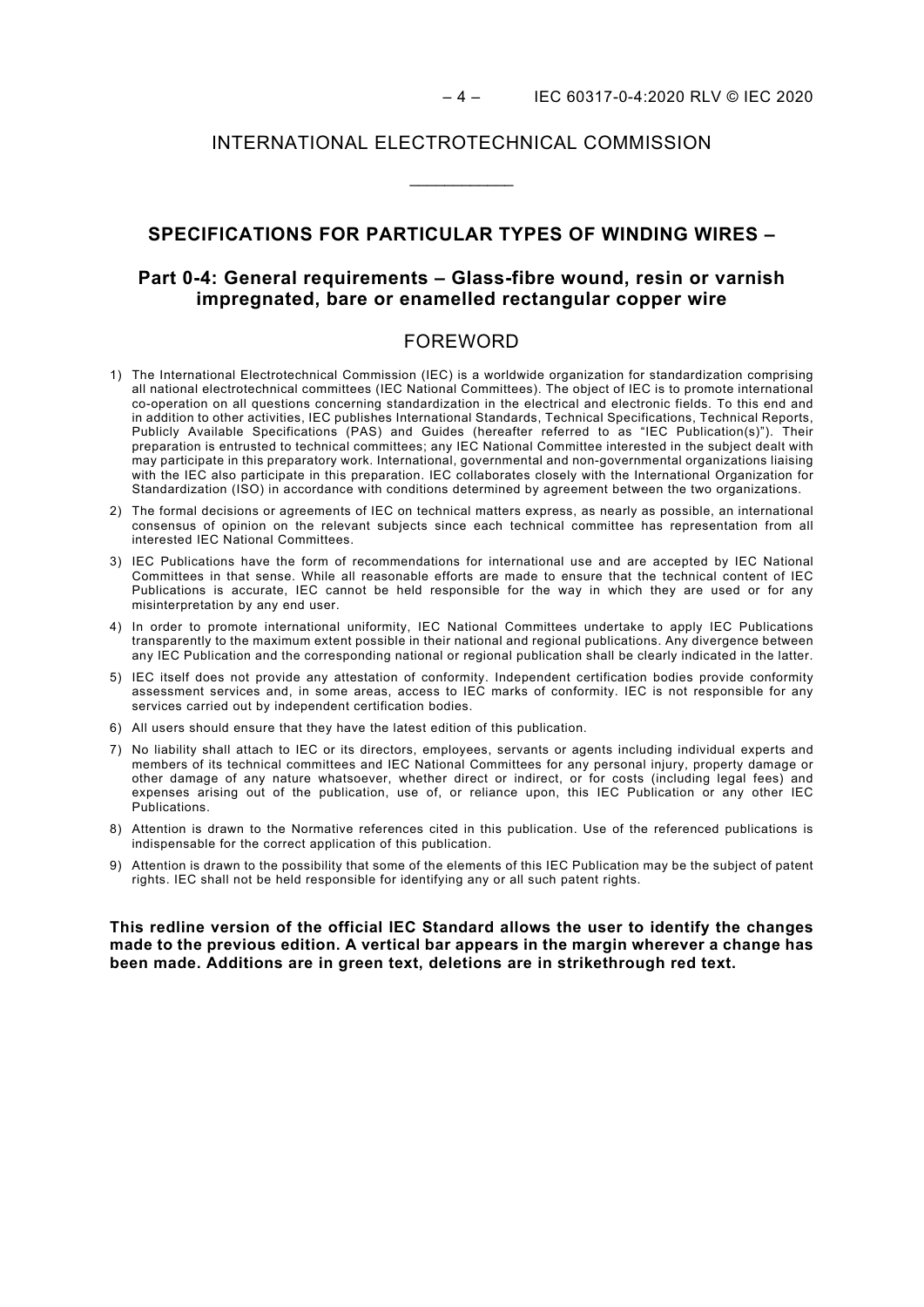INTERNATIONAL ELECTROTECHNICAL COMMISSION

\_\_\_\_\_\_\_\_\_\_\_\_

## SPECIFICATIONS FOR PARTICULAR TYPES OF WINDING WIRES –

## Part 0-4: General requirements – Glass-fibre wound, resin or varnish impregnated, bare or enamelled rectangular copper wire

## FOREWORD

1) The International Electrotechnical Commission (IEC) is a worldwide organization for standardization comprising all national electrotechnical committees (IEC National Committees). The object of IEC is to promote international co-operation on all questions concerning standardization in the electrical and electronic fields. To this end and in addition to other activities, IEC publishes International Standards, Technical Specifications, Technical Reports, Publicly Available Specifications (PAS) and Guides (hereafter referred to as "IEC Publication(s)"). Their preparation is entrusted to technical committees; any IEC National Committee interested in the subject dealt with may participate in this preparatory work. International, governmental and non-governmental organizations liaising with the IEC also participate in this preparation. IEC collaborates closely with the International Organization for Standardization (ISO) in accordance with conditions determined by agreement between the two organizations.
2) The formal decisions or agreements of IEC on technical matters express, as nearly as possible, an international consensus of opinion on the relevant subjects since each technical committee has representation from all interested IEC National Committees.
3) IEC Publications have the form of recommendations for international use and are accepted by IEC National Committees in that sense. While all reasonable efforts are made to ensure that the technical content of IEC Publications is accurate, IEC cannot be held responsible for the way in which they are used or for any misinterpretation by any end user.
4) In order to promote international uniformity, IEC National Committees undertake to apply IEC Publications transparently to the maximum extent possible in their national and regional publications. Any divergence between any IEC Publication and the corresponding national or regional publication shall be clearly indicated in the latter.
5) IEC itself does not provide any attestation of conformity. Independent certification bodies provide conformity assessment services and, in some areas, access to IEC marks of conformity. IEC is not responsible for any services carried out by independent certification bodies.
6) All users should ensure that they have the latest edition of this publication.
7) No liability shall attach to IEC or its directors, employees, servants or agents including individual experts and members of its technical committees and IEC National Committees for any personal injury, property damage or other damage of any nature whatsoever, whether direct or indirect, or for costs (including legal fees) and expenses arising out of the publication, use of, or reliance upon, this IEC Publication or any other IEC Publications.
8) Attention is drawn to the Normative references cited in this publication. Use of the referenced publications is indispensable for the correct application of this publication.
9) Attention is drawn to the possibility that some of the elements of this IEC Publication may be the subject of patent rights. IEC shall not be held responsible for identifying any or all such patent rights.

**This redline version of the official IEC Standard allows the user to identify the changes made to the previous edition. A vertical bar appears in the margin wherever a change has been made. Additions are in green text, deletions are in strikethrough red text.**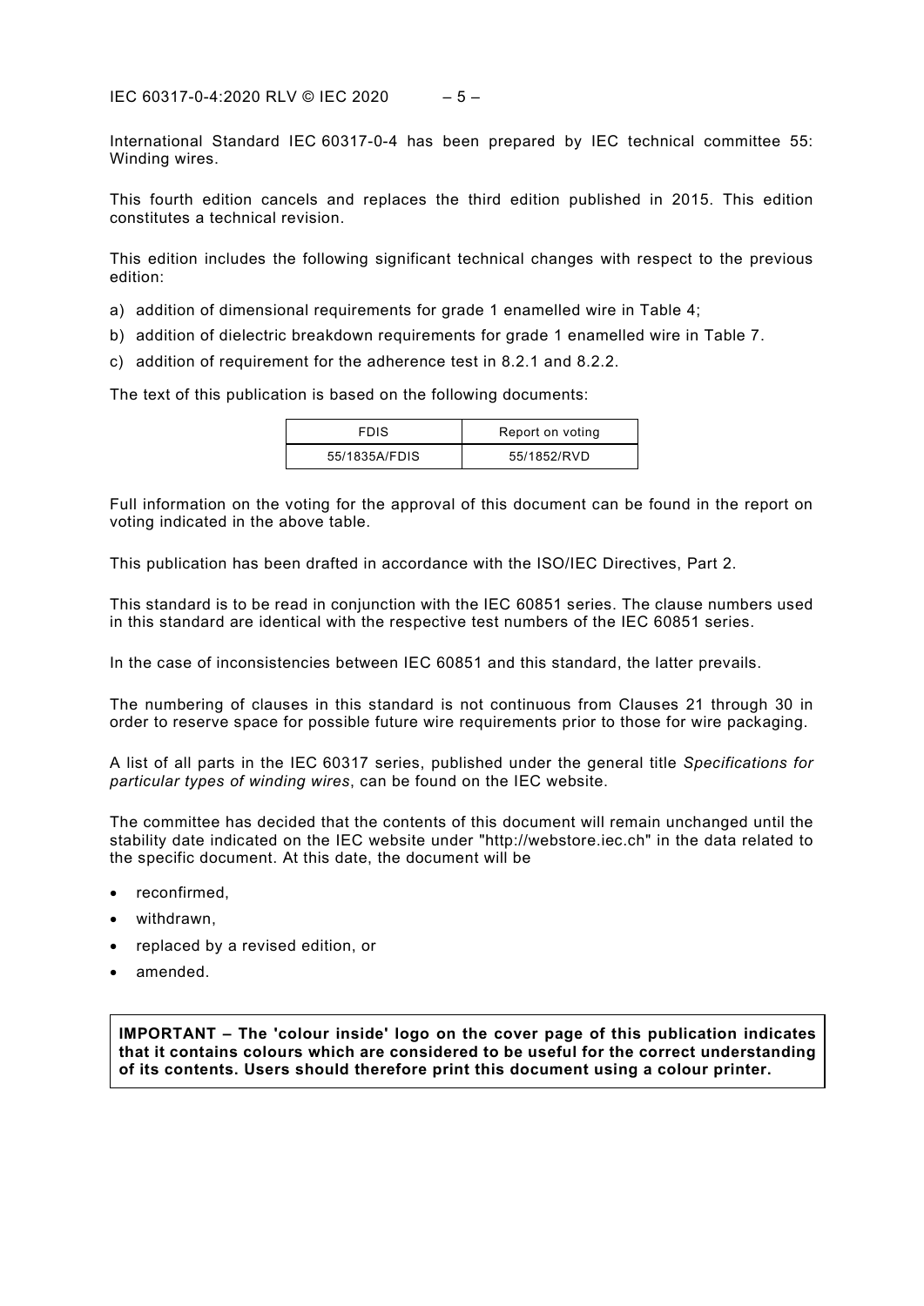International Standard IEC 60317-0-4 has been prepared by IEC technical committee 55: Winding wires.

This fourth edition cancels and replaces the third edition published in 2015. This edition constitutes a technical revision.

This edition includes the following significant technical changes with respect to the previous edition:

a) addition of dimensional requirements for grade 1 enamelled wire in Table 4;
b) addition of dielectric breakdown requirements for grade 1 enamelled wire in Table 7.
c) addition of requirement for the adherence test in 8.2.1 and 8.2.2.

The text of this publication is based on the following documents:

| FDIS | Report on voting |
| --- | --- |
| 55/1835A/FDIS | 55/1852/RVD |

Full information on the voting for the approval of this document can be found in the report on voting indicated in the above table.

This publication has been drafted in accordance with the ISO/IEC Directives, Part 2.

This standard is to be read in conjunction with the IEC 60851 series. The clause numbers used in this standard are identical with the respective test numbers of the IEC 60851 series.

In the case of inconsistencies between IEC 60851 and this standard, the latter prevails.

The numbering of clauses in this standard is not continuous from Clauses 21 through 30 in order to reserve space for possible future wire requirements prior to those for wire packaging.

A list of all parts in the IEC 60317 series, published under the general title *Specifications for particular types of winding wires*, can be found on the IEC website.

The committee has decided that the contents of this document will remain unchanged until the stability date indicated on the IEC website under "http://webstore.iec.ch" in the data related to the specific document. At this date, the document will be

- reconfirmed,
- withdrawn,
- replaced by a revised edition, or
- amended.

**IMPORTANT – The 'colour inside' logo on the cover page of this publication indicates that it contains colours which are considered to be useful for the correct understanding of its contents. Users should therefore print this document using a colour printer.**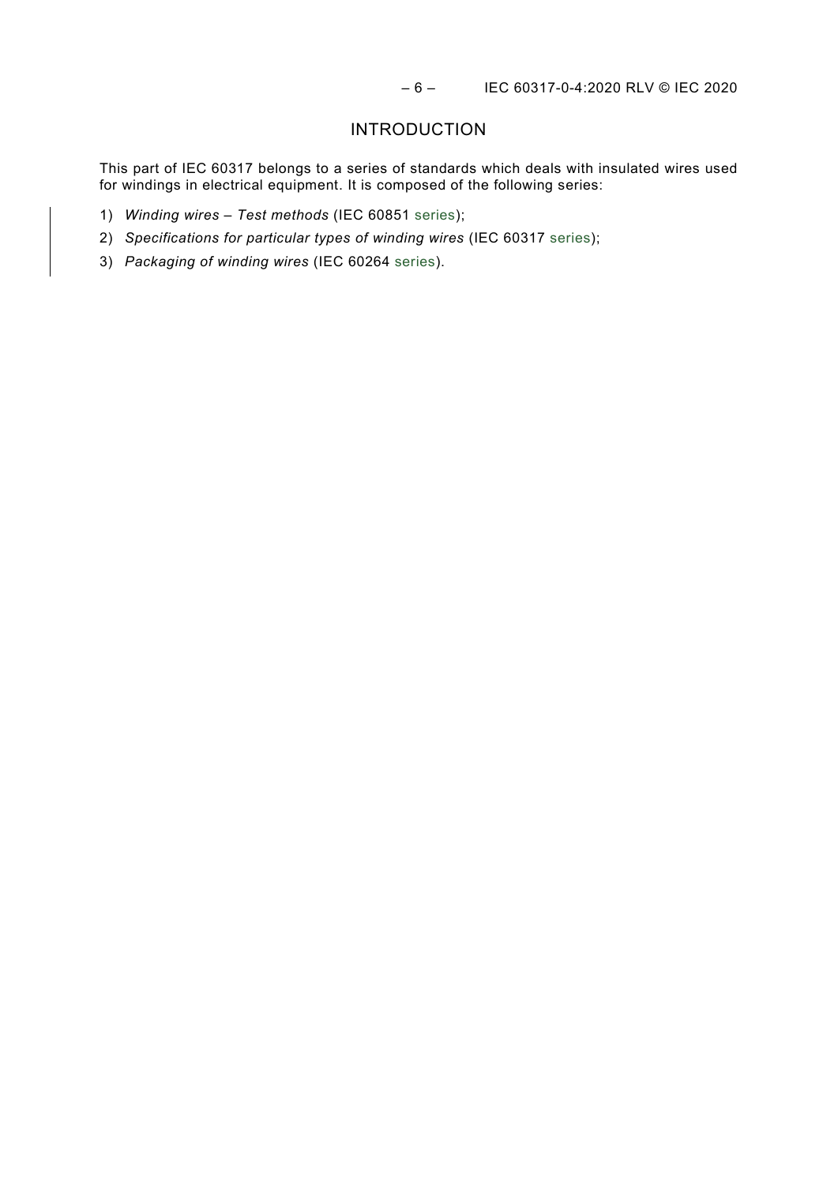# INTRODUCTION

This part of IEC 60317 belongs to a series of standards which deals with insulated wires used for windings in electrical equipment. It is composed of the following series:

1) *Winding wires – Test methods* (IEC 60851 series);
2) *Specifications for particular types of winding wires* (IEC 60317 series);
3) *Packaging of winding wires* (IEC 60264 series).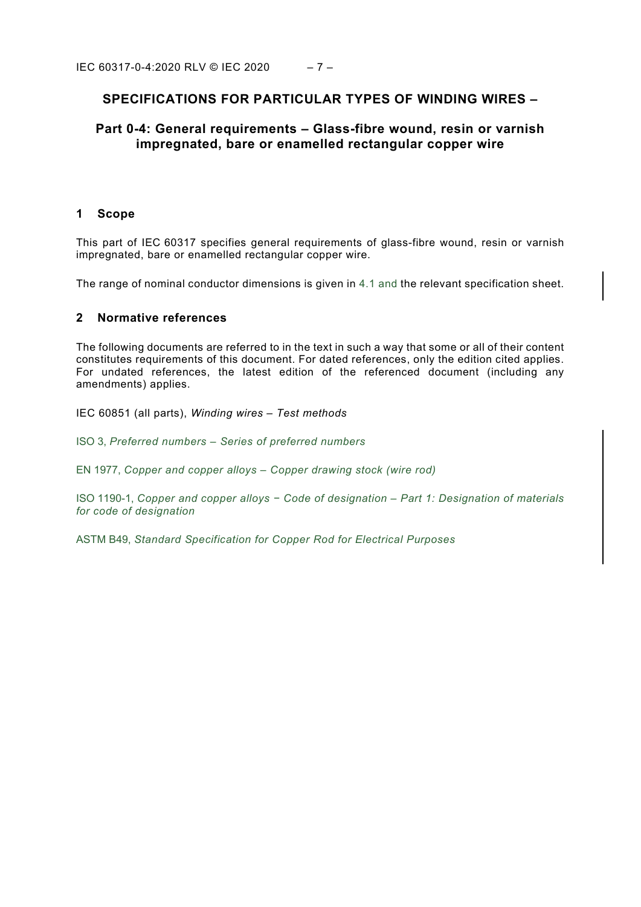# SPECIFICATIONS FOR PARTICULAR TYPES OF WINDING WIRES –

## Part 0-4: General requirements – Glass-fibre wound, resin or varnish impregnated, bare or enamelled rectangular copper wire

## 1 Scope

This part of IEC 60317 specifies general requirements of glass-fibre wound, resin or varnish impregnated, bare or enamelled rectangular copper wire.

The range of nominal conductor dimensions is given in 4.1 and the relevant specification sheet.

## 2 Normative references

The following documents are referred to in the text in such a way that some or all of their content constitutes requirements of this document. For dated references, only the edition cited applies. For undated references, the latest edition of the referenced document (including any amendments) applies.

IEC 60851 (all parts), *Winding wires – Test methods*

ISO 3, *Preferred numbers – Series of preferred numbers*

EN 1977, *Copper and copper alloys – Copper drawing stock (wire rod)*

ISO 1190-1, *Copper and copper alloys − Code of designation – Part 1: Designation of materials for code of designation*

ASTM B49, *Standard Specification for Copper Rod for Electrical Purposes*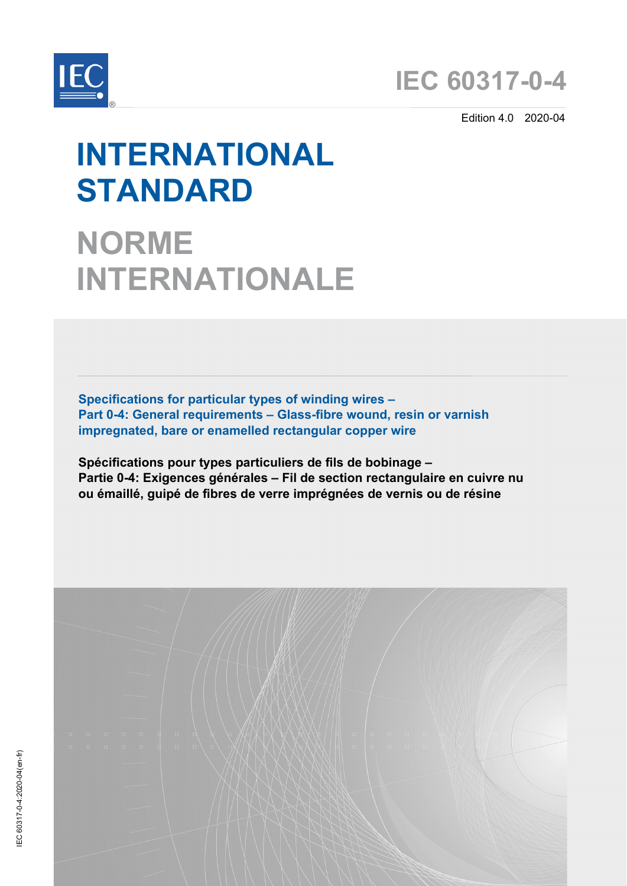# IEC 60317-0-4

Edition 4.0 2020-04

# INTERNATIONAL STANDARD

# NORME INTERNATIONALE

**Specifications for particular types of winding wires –**
**Part 0-4: General requirements – Glass-fibre wound, resin or varnish impregnated, bare or enamelled rectangular copper wire**

**Spécifications pour types particuliers de fils de bobinage –**
**Partie 0-4: Exigences générales – Fil de section rectangulaire en cuivre nu ou émaillé, guipé de fibres de verre imprégnées de vernis ou de résine**

IEC 60317-0-4:2020-04(en-fr)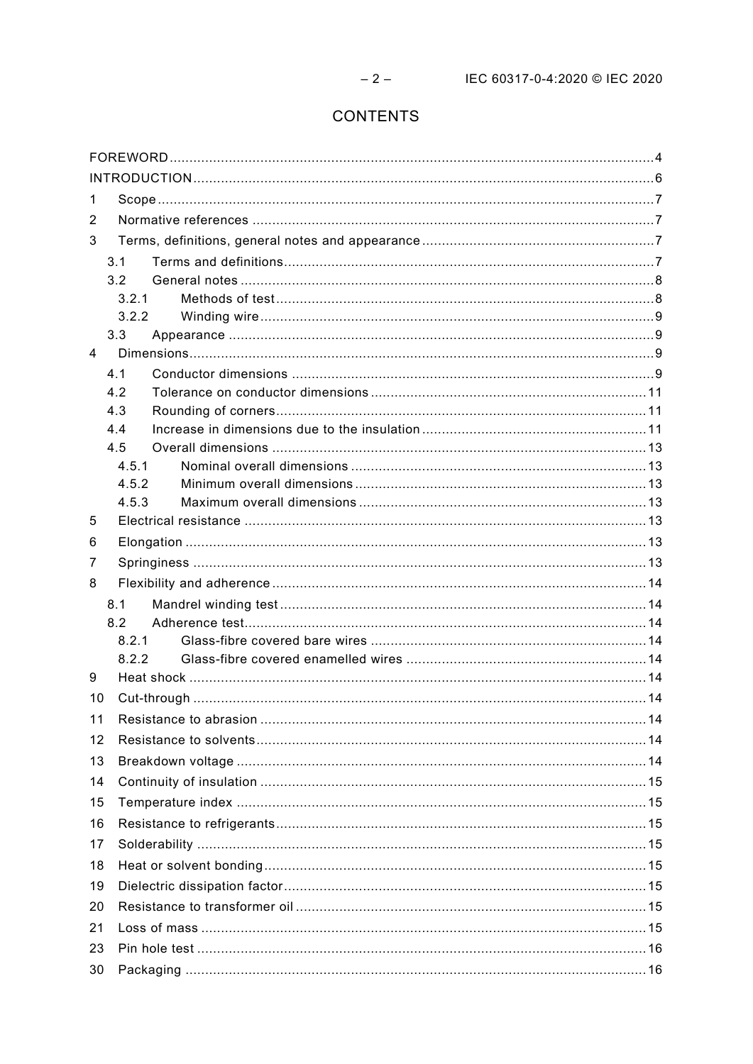# CONTENTS

FOREWORD ........................................................................................................................ 4
INTRODUCTION ................................................................................................................... 6
1 Scope ............................................................................................................................ 7
2 Normative references ..................................................................................................... 7
3 Terms, definitions, general notes and appearance .......................................................... 7
  3.1 Terms and definitions ............................................................................................. 7
  3.2 General notes ........................................................................................................ 8
    3.2.1 Methods of test ............................................................................................... 8
    3.2.2 Winding wire ................................................................................................... 9
  3.3 Appearance ........................................................................................................... 9
4 Dimensions ..................................................................................................................... 9
  4.1 Conductor dimensions ........................................................................................... 9
  4.2 Tolerance on conductor dimensions ..................................................................... 11
  4.3 Rounding of corners ............................................................................................. 11
  4.4 Increase in dimensions due to the insulation ........................................................ 11
  4.5 Overall dimensions .............................................................................................. 13
    4.5.1 Nominal overall dimensions .......................................................................... 13
    4.5.2 Minimum overall dimensions ......................................................................... 13
    4.5.3 Maximum overall dimensions ........................................................................ 13
5 Electrical resistance ..................................................................................................... 13
6 Elongation .................................................................................................................... 13
7 Springiness .................................................................................................................. 13
8 Flexibility and adherence .............................................................................................. 14
  8.1 Mandrel winding test ............................................................................................ 14
  8.2 Adherence test ..................................................................................................... 14
    8.2.1 Glass-fibre covered bare wires ..................................................................... 14
    8.2.2 Glass-fibre covered enamelled wires ............................................................ 14
9 Heat shock ................................................................................................................... 14
10 Cut-through .................................................................................................................. 14
11 Resistance to abrasion ................................................................................................. 14
12 Resistance to solvents .................................................................................................. 14
13 Breakdown voltage ....................................................................................................... 14
14 Continuity of insulation ................................................................................................. 15
15 Temperature index ....................................................................................................... 15
16 Resistance to refrigerants ............................................................................................. 15
17 Solderability ................................................................................................................. 15
18 Heat or solvent bonding ................................................................................................ 15
19 Dielectric dissipation factor ........................................................................................... 15
20 Resistance to transformer oil ........................................................................................ 15
21 Loss of mass ................................................................................................................ 15
23 Pin hole test ................................................................................................................. 16
30 Packaging .................................................................................................................... 16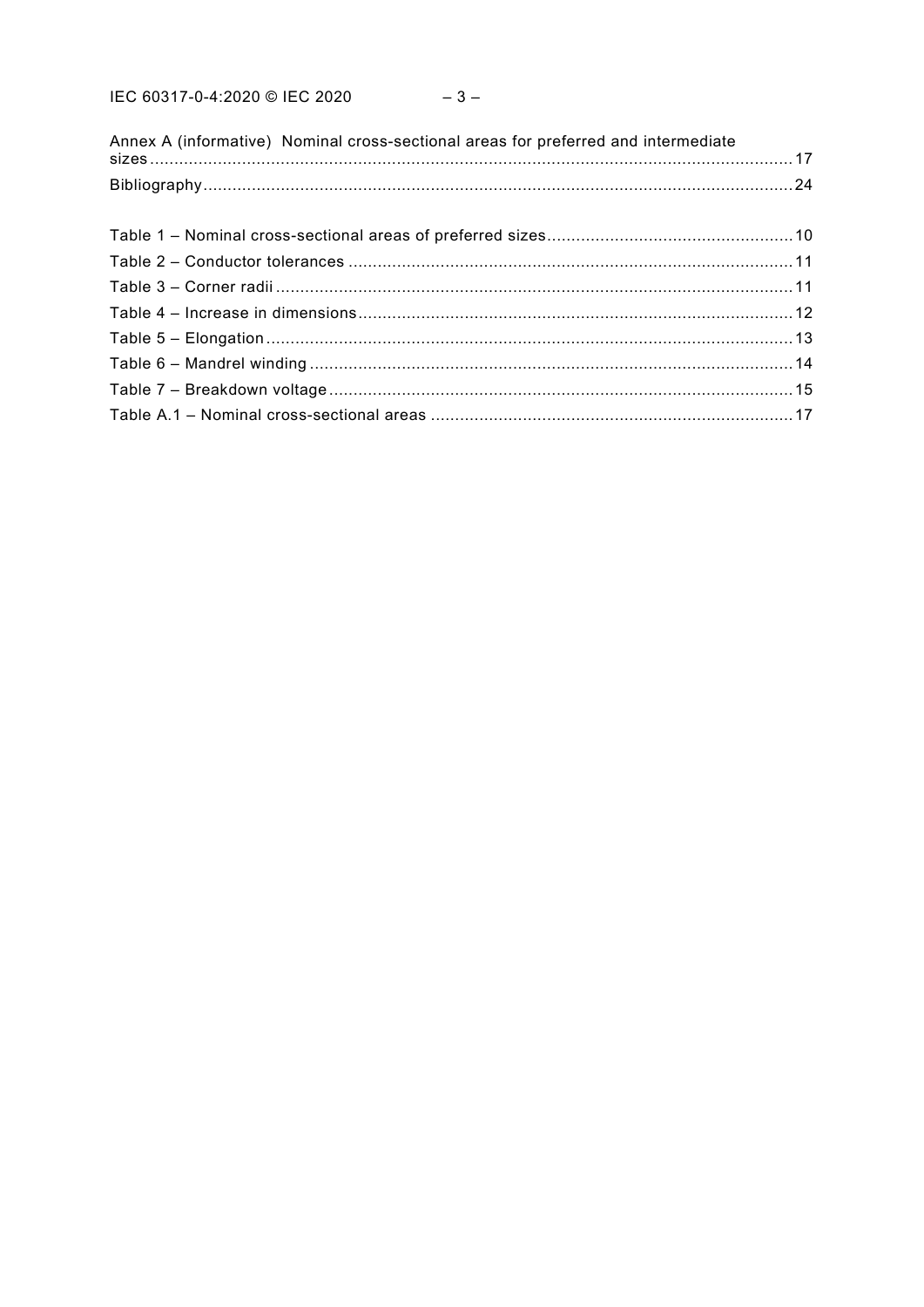Annex A (informative) Nominal cross-sectional areas for preferred and intermediate sizes ..... 17

Bibliography ..... 24

Table 1 – Nominal cross-sectional areas of preferred sizes ..... 10

Table 2 – Conductor tolerances ..... 11

Table 3 – Corner radii ..... 11

Table 4 – Increase in dimensions ..... 12

Table 5 – Elongation ..... 13

Table 6 – Mandrel winding ..... 14

Table 7 – Breakdown voltage ..... 15

Table A.1 – Nominal cross-sectional areas ..... 17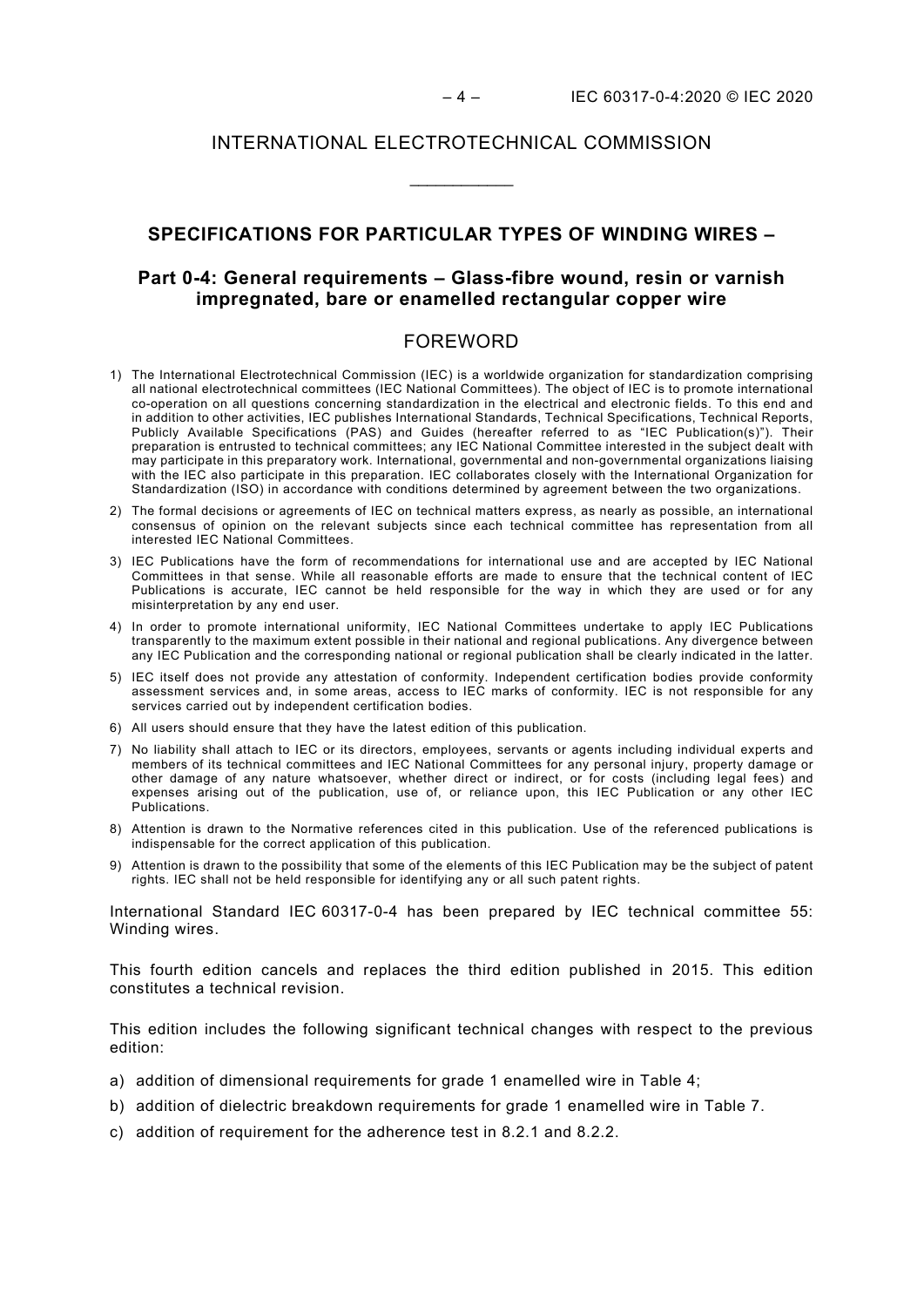# INTERNATIONAL ELECTROTECHNICAL COMMISSION

\_\_\_\_\_\_\_\_\_\_\_\_

## SPECIFICATIONS FOR PARTICULAR TYPES OF WINDING WIRES –

## Part 0-4: General requirements – Glass-fibre wound, resin or varnish impregnated, bare or enamelled rectangular copper wire

## FOREWORD

1) The International Electrotechnical Commission (IEC) is a worldwide organization for standardization comprising all national electrotechnical committees (IEC National Committees). The object of IEC is to promote international co-operation on all questions concerning standardization in the electrical and electronic fields. To this end and in addition to other activities, IEC publishes International Standards, Technical Specifications, Technical Reports, Publicly Available Specifications (PAS) and Guides (hereafter referred to as "IEC Publication(s)"). Their preparation is entrusted to technical committees; any IEC National Committee interested in the subject dealt with may participate in this preparatory work. International, governmental and non-governmental organizations liaising with the IEC also participate in this preparation. IEC collaborates closely with the International Organization for Standardization (ISO) in accordance with conditions determined by agreement between the two organizations.
2) The formal decisions or agreements of IEC on technical matters express, as nearly as possible, an international consensus of opinion on the relevant subjects since each technical committee has representation from all interested IEC National Committees.
3) IEC Publications have the form of recommendations for international use and are accepted by IEC National Committees in that sense. While all reasonable efforts are made to ensure that the technical content of IEC Publications is accurate, IEC cannot be held responsible for the way in which they are used or for any misinterpretation by any end user.
4) In order to promote international uniformity, IEC National Committees undertake to apply IEC Publications transparently to the maximum extent possible in their national and regional publications. Any divergence between any IEC Publication and the corresponding national or regional publication shall be clearly indicated in the latter.
5) IEC itself does not provide any attestation of conformity. Independent certification bodies provide conformity assessment services and, in some areas, access to IEC marks of conformity. IEC is not responsible for any services carried out by independent certification bodies.
6) All users should ensure that they have the latest edition of this publication.
7) No liability shall attach to IEC or its directors, employees, servants or agents including individual experts and members of its technical committees and IEC National Committees for any personal injury, property damage or other damage of any nature whatsoever, whether direct or indirect, or for costs (including legal fees) and expenses arising out of the publication, use of, or reliance upon, this IEC Publication or any other IEC Publications.
8) Attention is drawn to the Normative references cited in this publication. Use of the referenced publications is indispensable for the correct application of this publication.
9) Attention is drawn to the possibility that some of the elements of this IEC Publication may be the subject of patent rights. IEC shall not be held responsible for identifying any or all such patent rights.

International Standard IEC 60317-0-4 has been prepared by IEC technical committee 55: Winding wires.

This fourth edition cancels and replaces the third edition published in 2015. This edition constitutes a technical revision.

This edition includes the following significant technical changes with respect to the previous edition:

a) addition of dimensional requirements for grade 1 enamelled wire in Table 4;
b) addition of dielectric breakdown requirements for grade 1 enamelled wire in Table 7.
c) addition of requirement for the adherence test in 8.2.1 and 8.2.2.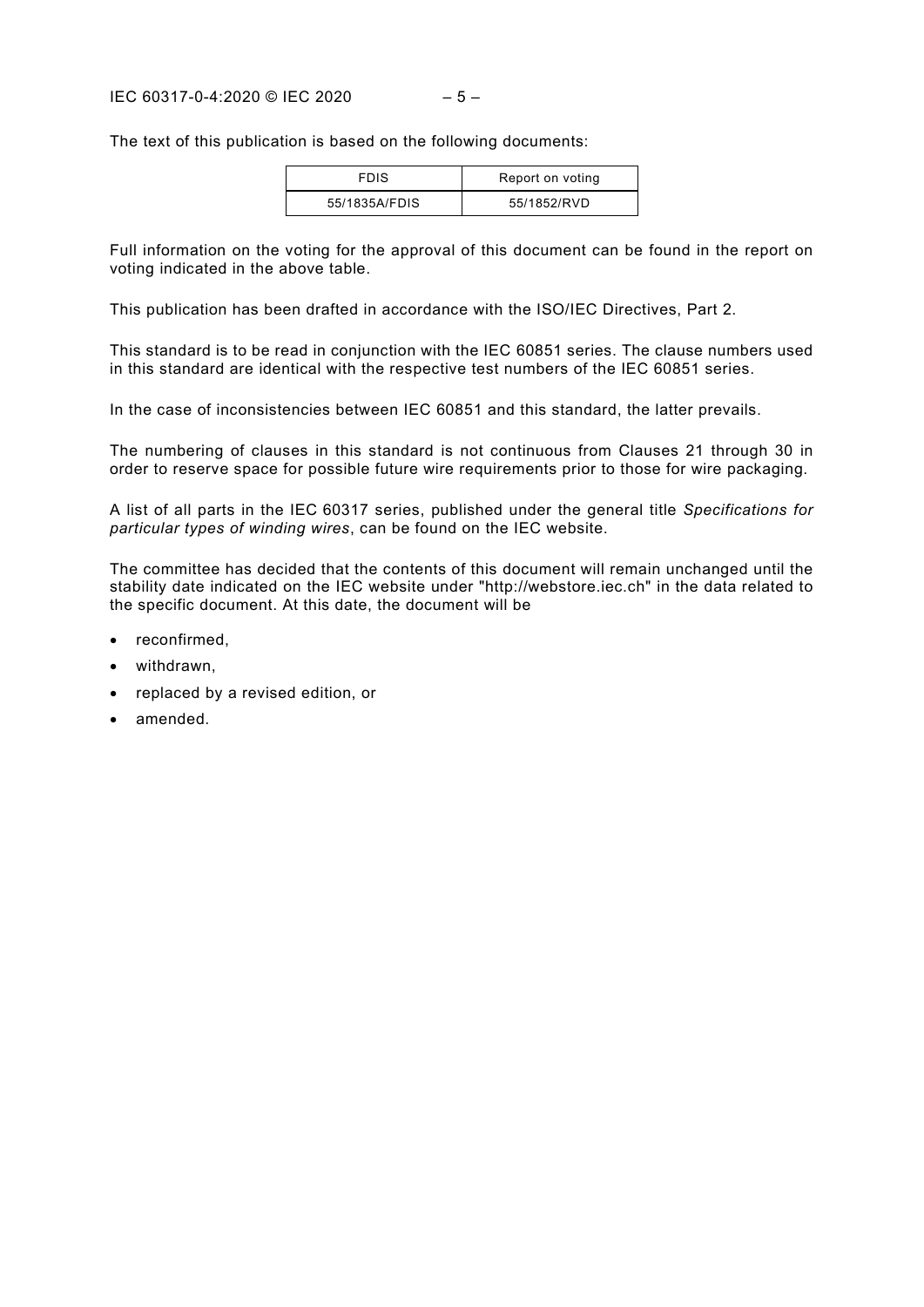The text of this publication is based on the following documents:

| FDIS | Report on voting |
| --- | --- |
| 55/1835A/FDIS | 55/1852/RVD |

Full information on the voting for the approval of this document can be found in the report on voting indicated in the above table.

This publication has been drafted in accordance with the ISO/IEC Directives, Part 2.

This standard is to be read in conjunction with the IEC 60851 series. The clause numbers used in this standard are identical with the respective test numbers of the IEC 60851 series.

In the case of inconsistencies between IEC 60851 and this standard, the latter prevails.

The numbering of clauses in this standard is not continuous from Clauses 21 through 30 in order to reserve space for possible future wire requirements prior to those for wire packaging.

A list of all parts in the IEC 60317 series, published under the general title *Specifications for particular types of winding wires*, can be found on the IEC website.

The committee has decided that the contents of this document will remain unchanged until the stability date indicated on the IEC website under "http://webstore.iec.ch" in the data related to the specific document. At this date, the document will be

- reconfirmed,
- withdrawn,
- replaced by a revised edition, or
- amended.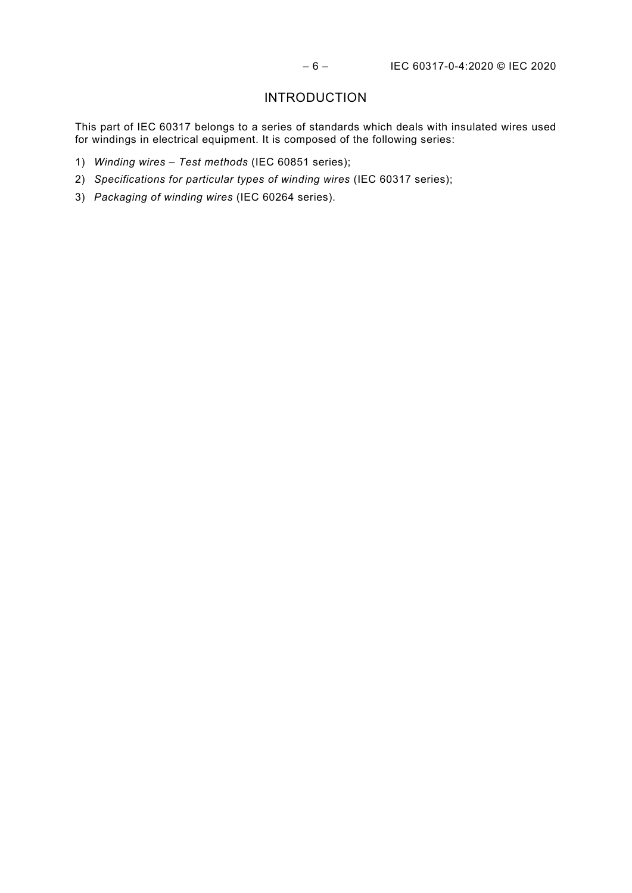# INTRODUCTION

This part of IEC 60317 belongs to a series of standards which deals with insulated wires used for windings in electrical equipment. It is composed of the following series:

1) *Winding wires – Test methods* (IEC 60851 series);
2) *Specifications for particular types of winding wires* (IEC 60317 series);
3) *Packaging of winding wires* (IEC 60264 series).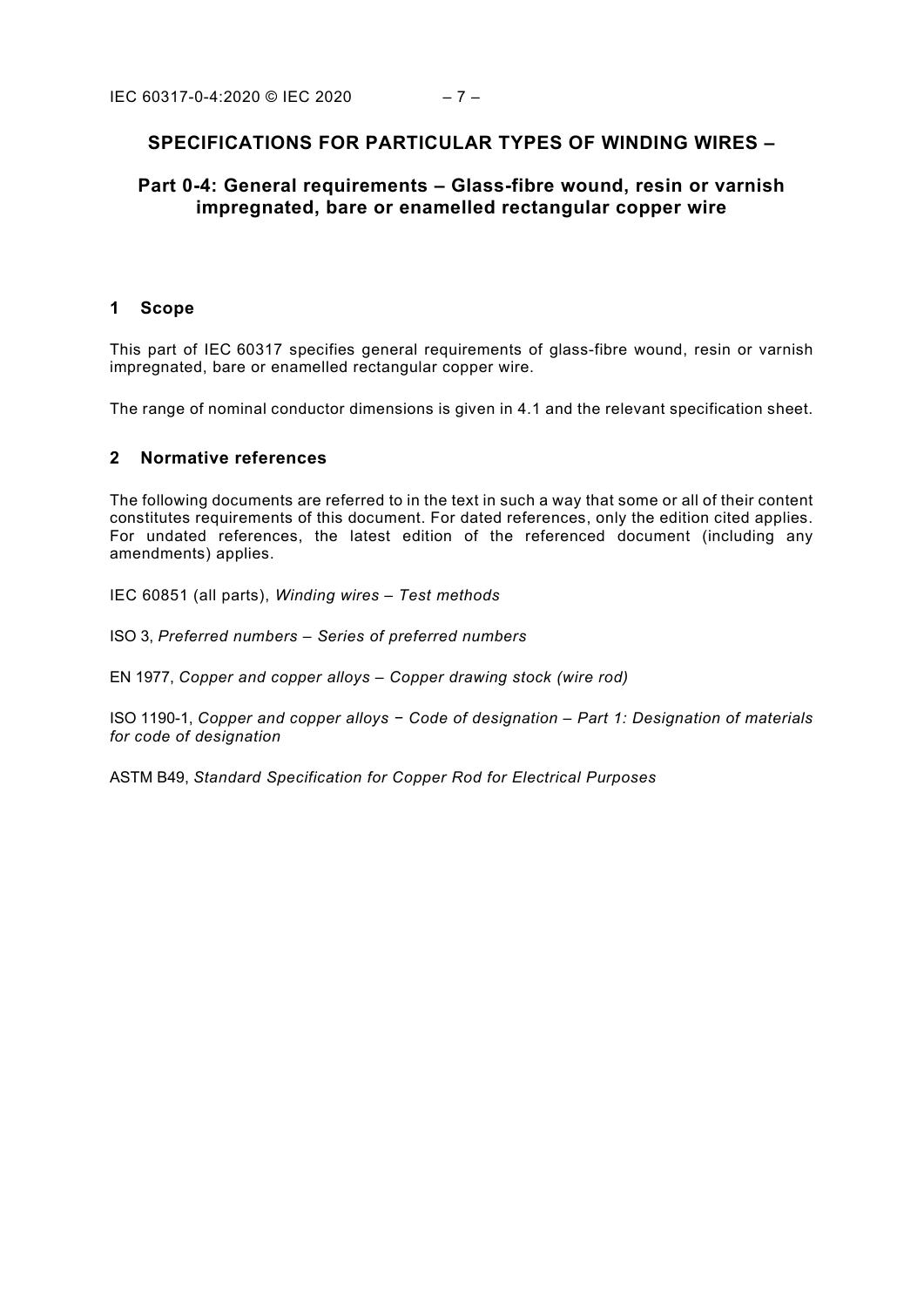# SPECIFICATIONS FOR PARTICULAR TYPES OF WINDING WIRES –

## Part 0-4: General requirements – Glass-fibre wound, resin or varnish impregnated, bare or enamelled rectangular copper wire

## 1 Scope

This part of IEC 60317 specifies general requirements of glass-fibre wound, resin or varnish impregnated, bare or enamelled rectangular copper wire.

The range of nominal conductor dimensions is given in 4.1 and the relevant specification sheet.

## 2 Normative references

The following documents are referred to in the text in such a way that some or all of their content constitutes requirements of this document. For dated references, only the edition cited applies. For undated references, the latest edition of the referenced document (including any amendments) applies.

IEC 60851 (all parts), *Winding wires – Test methods*

ISO 3, *Preferred numbers – Series of preferred numbers*

EN 1977, *Copper and copper alloys – Copper drawing stock (wire rod)*

ISO 1190-1, *Copper and copper alloys − Code of designation – Part 1: Designation of materials for code of designation*

ASTM B49, *Standard Specification for Copper Rod for Electrical Purposes*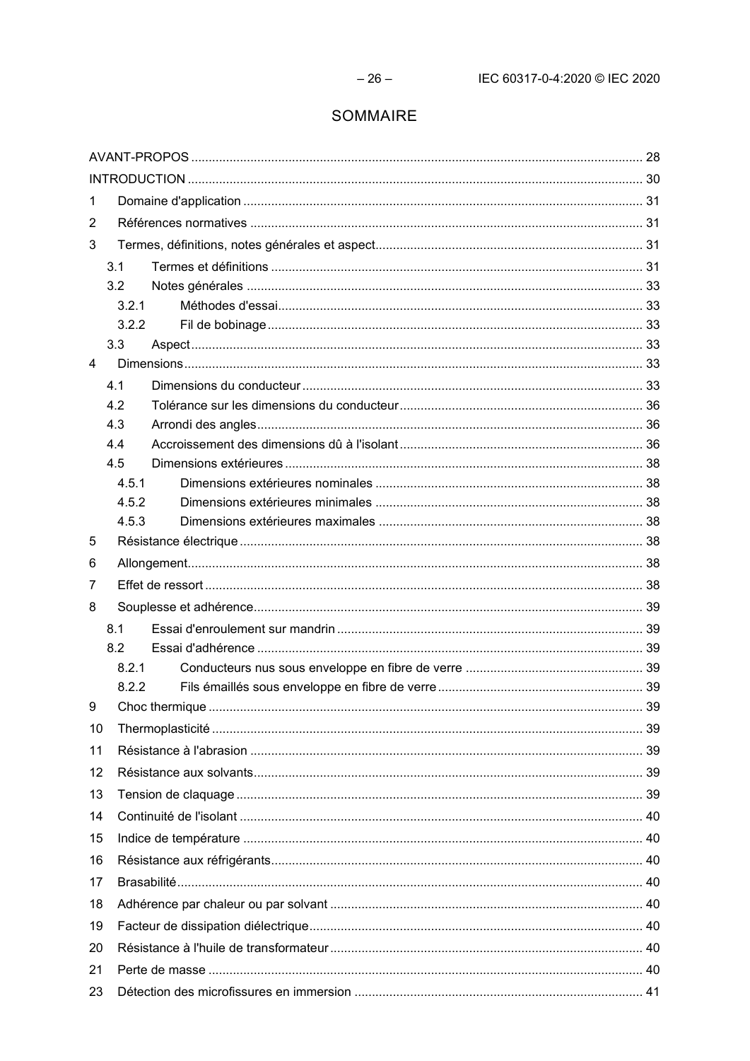# SOMMAIRE

AVANT-PROPOS ................................................................................................................ 28
INTRODUCTION ................................................................................................................ 30
1 Domaine d'application ................................................................................................. 31
2 Références normatives ............................................................................................... 31
3 Termes, définitions, notes générales et aspect ............................................................ 31
 3.1 Termes et définitions .......................................................................................... 31
 3.2 Notes générales .................................................................................................. 33
  3.2.1 Méthodes d'essai ........................................................................................ 33
  3.2.2 Fil de bobinage ........................................................................................... 33
 3.3 Aspect ................................................................................................................. 33
4 Dimensions .................................................................................................................. 33
 4.1 Dimensions du conducteur .................................................................................. 33
 4.2 Tolérance sur les dimensions du conducteur ....................................................... 36
 4.3 Arrondi des angles .............................................................................................. 36
 4.4 Accroissement des dimensions dû à l'isolant ...................................................... 36
 4.5 Dimensions extérieures ....................................................................................... 38
  4.5.1 Dimensions extérieures nominales ............................................................. 38
  4.5.2 Dimensions extérieures minimales ............................................................. 38
  4.5.3 Dimensions extérieures maximales ............................................................ 38
5 Résistance électrique .................................................................................................. 38
6 Allongement ................................................................................................................. 38
7 Effet de ressort ............................................................................................................ 38
8 Souplesse et adhérence ............................................................................................... 39
 8.1 Essai d'enroulement sur mandrin ........................................................................ 39
 8.2 Essai d'adhérence ............................................................................................... 39
  8.2.1 Conducteurs nus sous enveloppe en fibre de verre .................................... 39
  8.2.2 Fils émaillés sous enveloppe en fibre de verre ........................................... 39
9 Choc thermique ............................................................................................................ 39
10 Thermoplasticité ......................................................................................................... 39
11 Résistance à l'abrasion ............................................................................................... 39
12 Résistance aux solvants ............................................................................................. 39
13 Tension de claquage ................................................................................................... 39
14 Continuité de l'isolant ................................................................................................. 40
15 Indice de température ................................................................................................. 40
16 Résistance aux réfrigérants ........................................................................................ 40
17 Brasabilité ................................................................................................................... 40
18 Adhérence par chaleur ou par solvant ......................................................................... 40
19 Facteur de dissipation diélectrique .............................................................................. 40
20 Résistance à l'huile de transformateur ........................................................................ 40
21 Perte de masse ........................................................................................................... 40
23 Détection des microfissures en immersion .................................................................. 41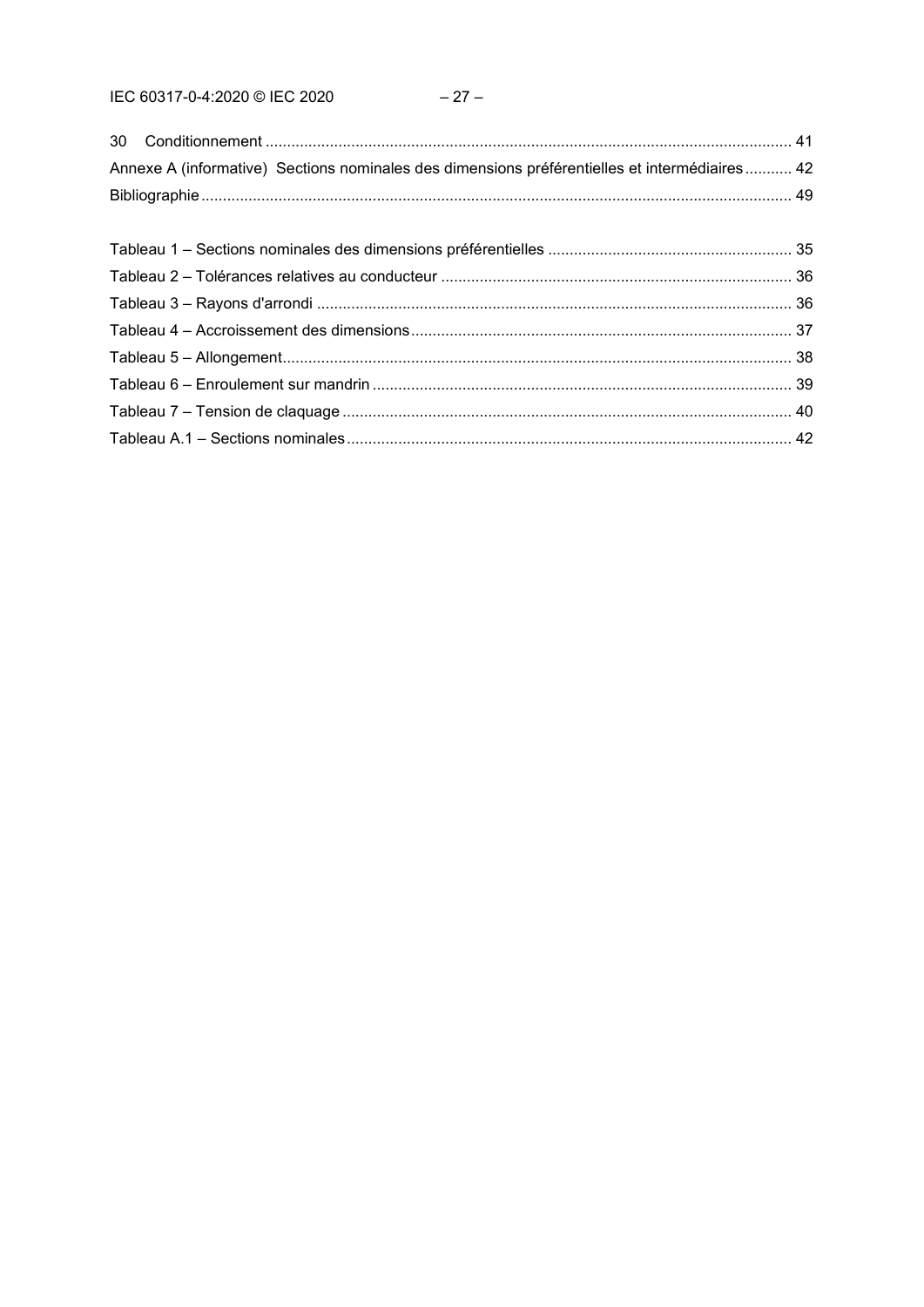30 Conditionnement .......................................................................................................................... 41

Annexe A (informative) Sections nominales des dimensions préférentielles et intermédiaires ........... 42

Bibliographie ........................................................................................................................................ 49

Tableau 1 – Sections nominales des dimensions préférentielles ......................................................... 35

Tableau 2 – Tolérances relatives au conducteur ................................................................................. 36

Tableau 3 – Rayons d'arrondi ............................................................................................................. 36

Tableau 4 – Accroissement des dimensions ........................................................................................ 37

Tableau 5 – Allongement ...................................................................................................................... 38

Tableau 6 – Enroulement sur mandrin ................................................................................................. 39

Tableau 7 – Tension de claquage ........................................................................................................ 40

Tableau A.1 – Sections nominales ....................................................................................................... 42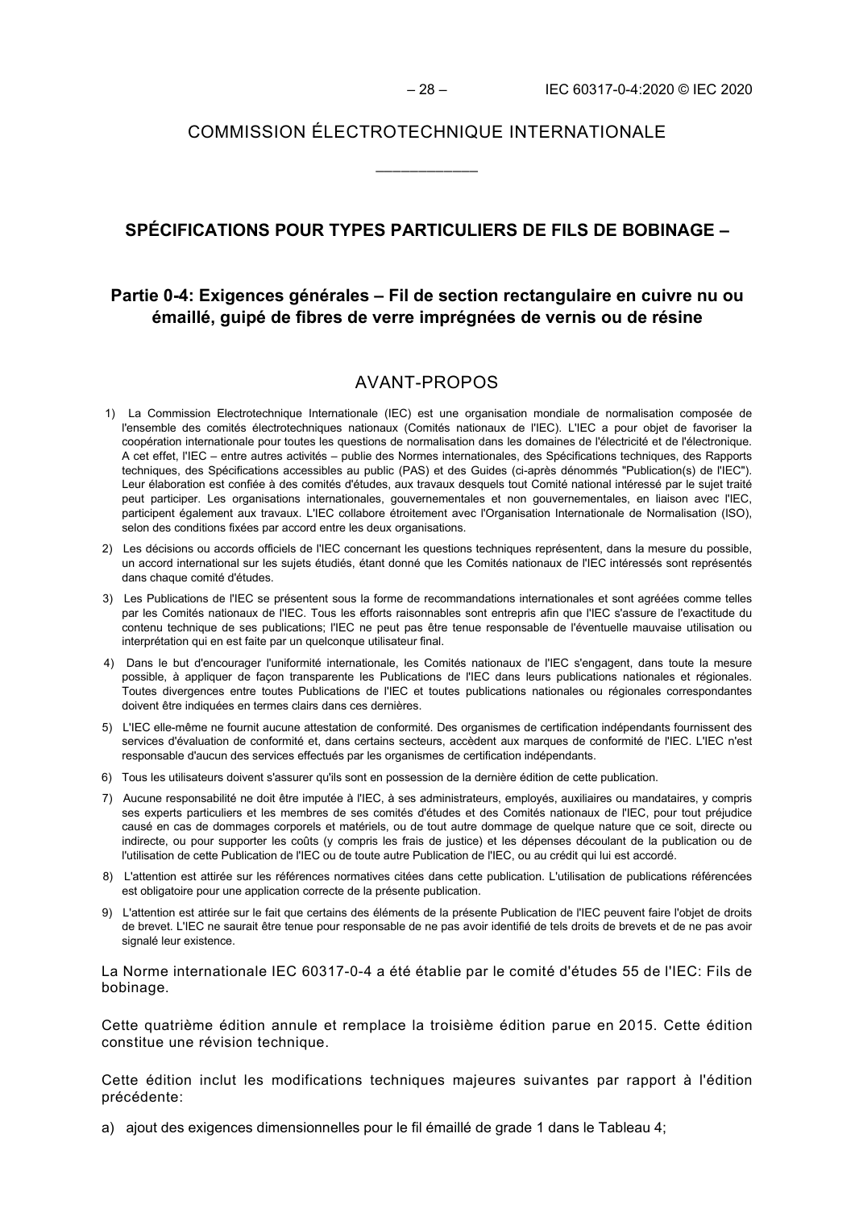COMMISSION ÉLECTROTECHNIQUE INTERNATIONALE

\_\_\_\_\_\_\_\_\_\_\_\_

## SPÉCIFICATIONS POUR TYPES PARTICULIERS DE FILS DE BOBINAGE –

## Partie 0-4: Exigences générales – Fil de section rectangulaire en cuivre nu ou émaillé, guipé de fibres de verre imprégnées de vernis ou de résine

## AVANT-PROPOS

1) La Commission Electrotechnique Internationale (IEC) est une organisation mondiale de normalisation composée de l'ensemble des comités électrotechniques nationaux (Comités nationaux de l'IEC). L'IEC a pour objet de favoriser la coopération internationale pour toutes les questions de normalisation dans les domaines de l'électricité et de l'électronique. A cet effet, l'IEC – entre autres activités – publie des Normes internationales, des Spécifications techniques, des Rapports techniques, des Spécifications accessibles au public (PAS) et des Guides (ci-après dénommés "Publication(s) de l'IEC"). Leur élaboration est confiée à des comités d'études, aux travaux desquels tout Comité national intéressé par le sujet traité peut participer. Les organisations internationales, gouvernementales et non gouvernementales, en liaison avec l'IEC, participent également aux travaux. L'IEC collabore étroitement avec l'Organisation Internationale de Normalisation (ISO), selon des conditions fixées par accord entre les deux organisations.
2) Les décisions ou accords officiels de l'IEC concernant les questions techniques représentent, dans la mesure du possible, un accord international sur les sujets étudiés, étant donné que les Comités nationaux de l'IEC intéressés sont représentés dans chaque comité d'études.
3) Les Publications de l'IEC se présentent sous la forme de recommandations internationales et sont agréées comme telles par les Comités nationaux de l'IEC. Tous les efforts raisonnables sont entrepris afin que l'IEC s'assure de l'exactitude du contenu technique de ses publications; l'IEC ne peut pas être tenue responsable de l'éventuelle mauvaise utilisation ou interprétation qui en est faite par un quelconque utilisateur final.
4) Dans le but d'encourager l'uniformité internationale, les Comités nationaux de l'IEC s'engagent, dans toute la mesure possible, à appliquer de façon transparente les Publications de l'IEC dans leurs publications nationales et régionales. Toutes divergences entre toutes Publications de l'IEC et toutes publications nationales ou régionales correspondantes doivent être indiquées en termes clairs dans ces dernières.
5) L'IEC elle-même ne fournit aucune attestation de conformité. Des organismes de certification indépendants fournissent des services d'évaluation de conformité et, dans certains secteurs, accèdent aux marques de conformité de l'IEC. L'IEC n'est responsable d'aucun des services effectués par les organismes de certification indépendants.
6) Tous les utilisateurs doivent s'assurer qu'ils sont en possession de la dernière édition de cette publication.
7) Aucune responsabilité ne doit être imputée à l'IEC, à ses administrateurs, employés, auxiliaires ou mandataires, y compris ses experts particuliers et les membres de ses comités d'études et des Comités nationaux de l'IEC, pour tout préjudice causé en cas de dommages corporels et matériels, ou de tout autre dommage de quelque nature que ce soit, directe ou indirecte, ou pour supporter les coûts (y compris les frais de justice) et les dépenses découlant de la publication ou de l'utilisation de cette Publication de l'IEC ou de toute autre Publication de l'IEC, ou au crédit qui lui est accordé.
8) L'attention est attirée sur les références normatives citées dans cette publication. L'utilisation de publications référencées est obligatoire pour une application correcte de la présente publication.
9) L'attention est attirée sur le fait que certains des éléments de la présente Publication de l'IEC peuvent faire l'objet de droits de brevet. L'IEC ne saurait être tenue pour responsable de ne pas avoir identifié de tels droits de brevets et de ne pas avoir signalé leur existence.

La Norme internationale IEC 60317-0-4 a été établie par le comité d'études 55 de l'IEC: Fils de bobinage.

Cette quatrième édition annule et remplace la troisième édition parue en 2015. Cette édition constitue une révision technique.

Cette édition inclut les modifications techniques majeures suivantes par rapport à l'édition précédente:

a) ajout des exigences dimensionnelles pour le fil émaillé de grade 1 dans le Tableau 4;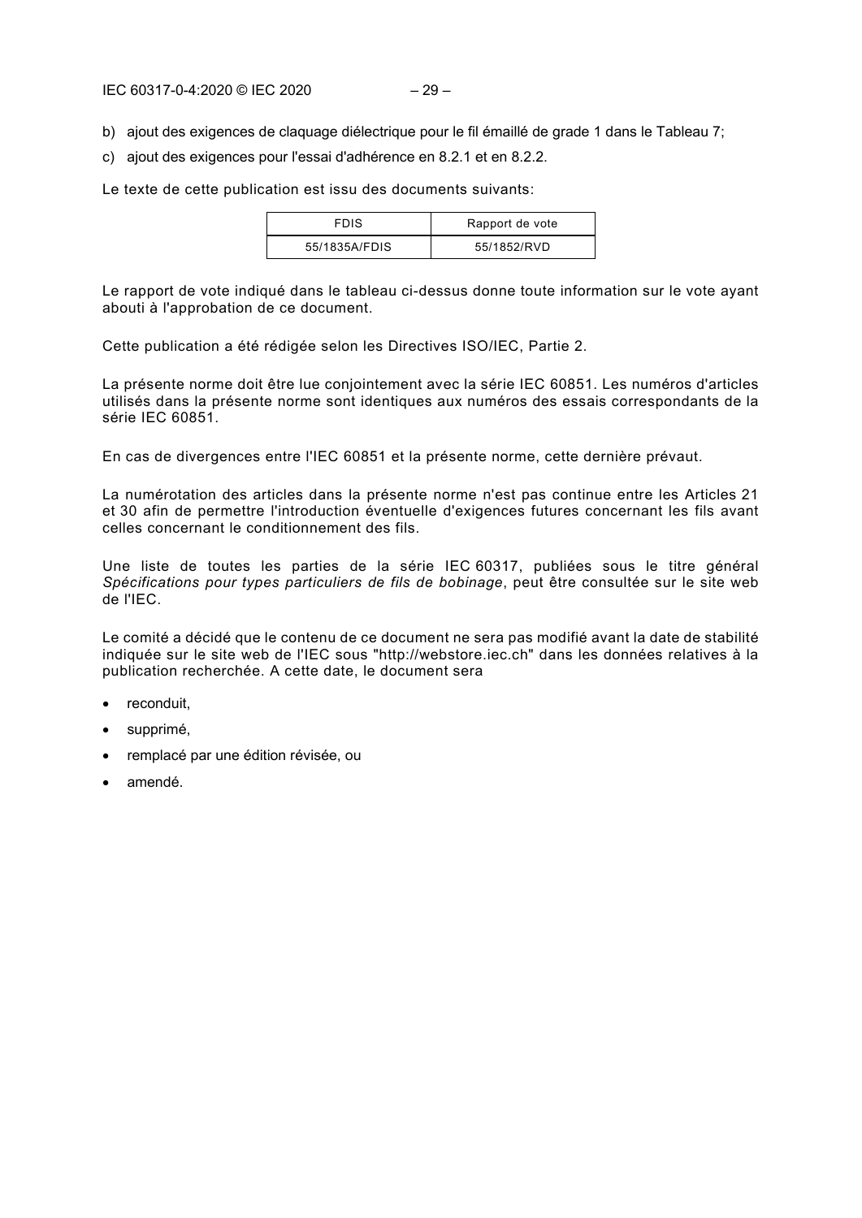b) ajout des exigences de claquage diélectrique pour le fil émaillé de grade 1 dans le Tableau 7;

c) ajout des exigences pour l'essai d'adhérence en 8.2.1 et en 8.2.2.

Le texte de cette publication est issu des documents suivants:

| FDIS | Rapport de vote |
|---|---|
| 55/1835A/FDIS | 55/1852/RVD |

Le rapport de vote indiqué dans le tableau ci-dessus donne toute information sur le vote ayant abouti à l'approbation de ce document.

Cette publication a été rédigée selon les Directives ISO/IEC, Partie 2.

La présente norme doit être lue conjointement avec la série IEC 60851. Les numéros d'articles utilisés dans la présente norme sont identiques aux numéros des essais correspondants de la série IEC 60851.

En cas de divergences entre l'IEC 60851 et la présente norme, cette dernière prévaut.

La numérotation des articles dans la présente norme n'est pas continue entre les Articles 21 et 30 afin de permettre l'introduction éventuelle d'exigences futures concernant les fils avant celles concernant le conditionnement des fils.

Une liste de toutes les parties de la série IEC 60317, publiées sous le titre général *Spécifications pour types particuliers de fils de bobinage*, peut être consultée sur le site web de l'IEC.

Le comité a décidé que le contenu de ce document ne sera pas modifié avant la date de stabilité indiquée sur le site web de l'IEC sous "http://webstore.iec.ch" dans les données relatives à la publication recherchée. A cette date, le document sera

- reconduit,
- supprimé,
- remplacé par une édition révisée, ou
- amendé.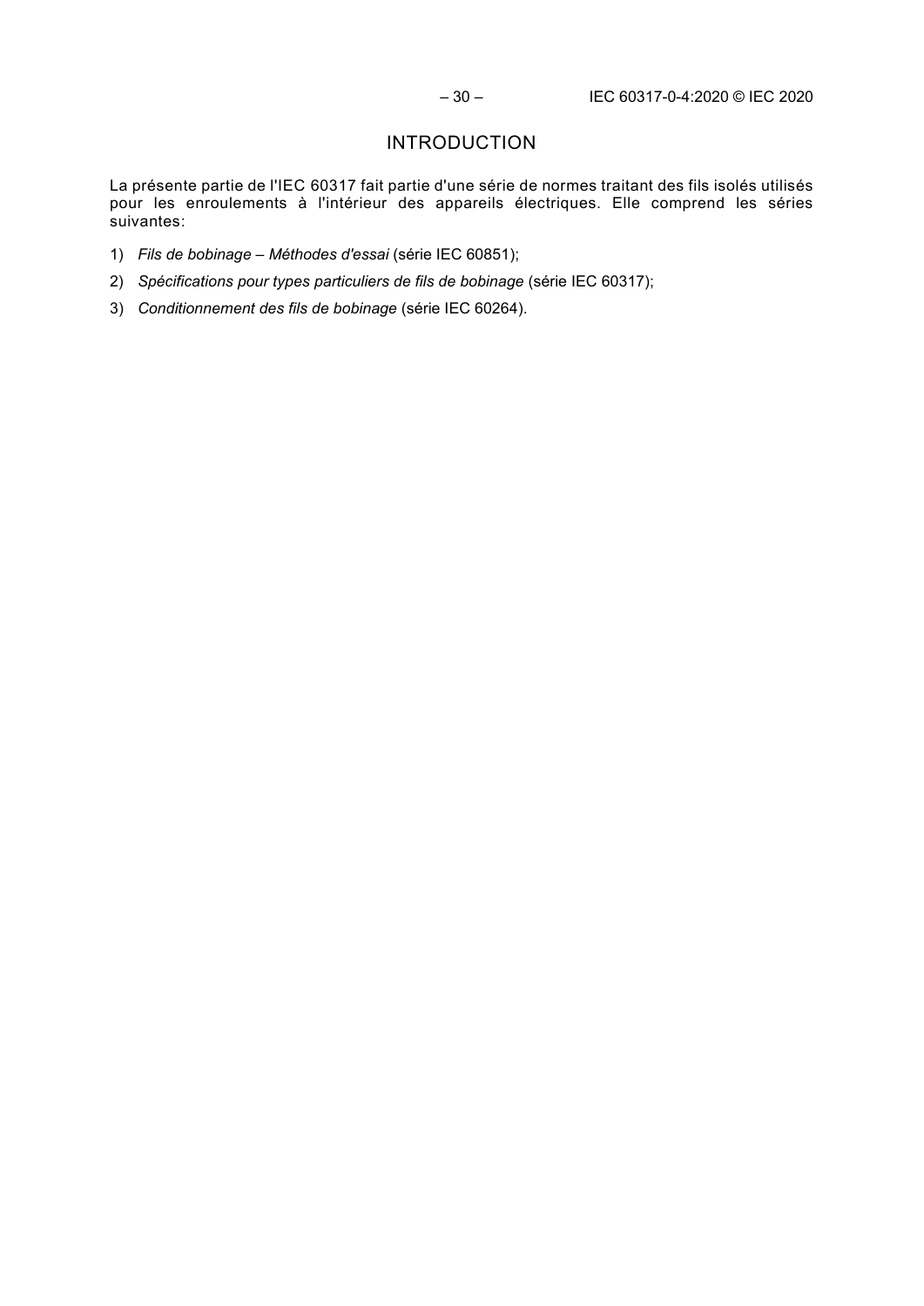# INTRODUCTION

La présente partie de l'IEC 60317 fait partie d'une série de normes traitant des fils isolés utilisés pour les enroulements à l'intérieur des appareils électriques. Elle comprend les séries suivantes:

1) *Fils de bobinage – Méthodes d'essai* (série IEC 60851);
2) *Spécifications pour types particuliers de fils de bobinage* (série IEC 60317);
3) *Conditionnement des fils de bobinage* (série IEC 60264).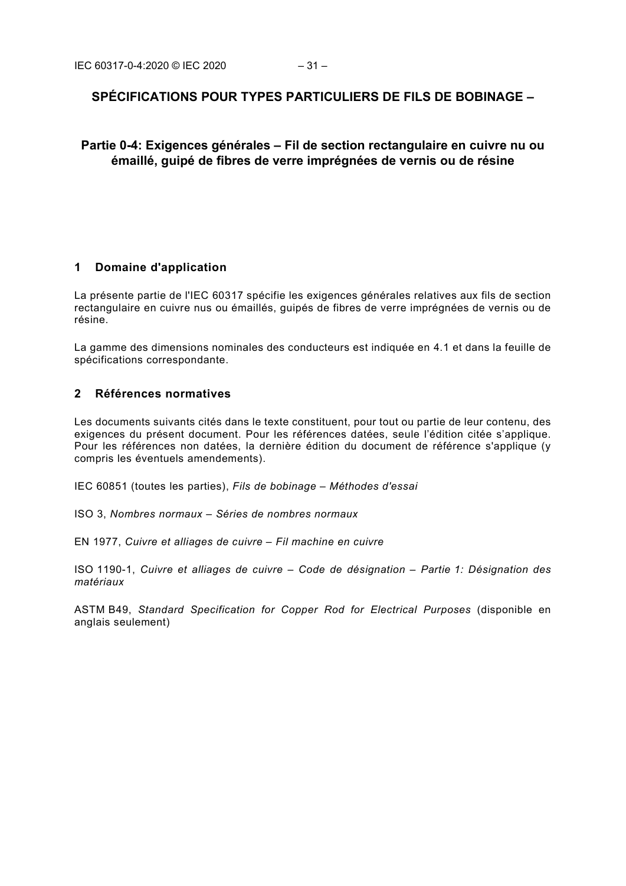# SPÉCIFICATIONS POUR TYPES PARTICULIERS DE FILS DE BOBINAGE –

## Partie 0-4: Exigences générales – Fil de section rectangulaire en cuivre nu ou émaillé, guipé de fibres de verre imprégnées de vernis ou de résine

## 1 Domaine d'application

La présente partie de l'IEC 60317 spécifie les exigences générales relatives aux fils de section rectangulaire en cuivre nus ou émaillés, guipés de fibres de verre imprégnées de vernis ou de résine.

La gamme des dimensions nominales des conducteurs est indiquée en 4.1 et dans la feuille de spécifications correspondante.

## 2 Références normatives

Les documents suivants cités dans le texte constituent, pour tout ou partie de leur contenu, des exigences du présent document. Pour les références datées, seule l'édition citée s'applique. Pour les références non datées, la dernière édition du document de référence s'applique (y compris les éventuels amendements).

IEC 60851 (toutes les parties), *Fils de bobinage – Méthodes d'essai*

ISO 3, *Nombres normaux – Séries de nombres normaux*

EN 1977, *Cuivre et alliages de cuivre – Fil machine en cuivre*

ISO 1190-1, *Cuivre et alliages de cuivre – Code de désignation – Partie 1: Désignation des matériaux*

ASTM B49, *Standard Specification for Copper Rod for Electrical Purposes* (disponible en anglais seulement)